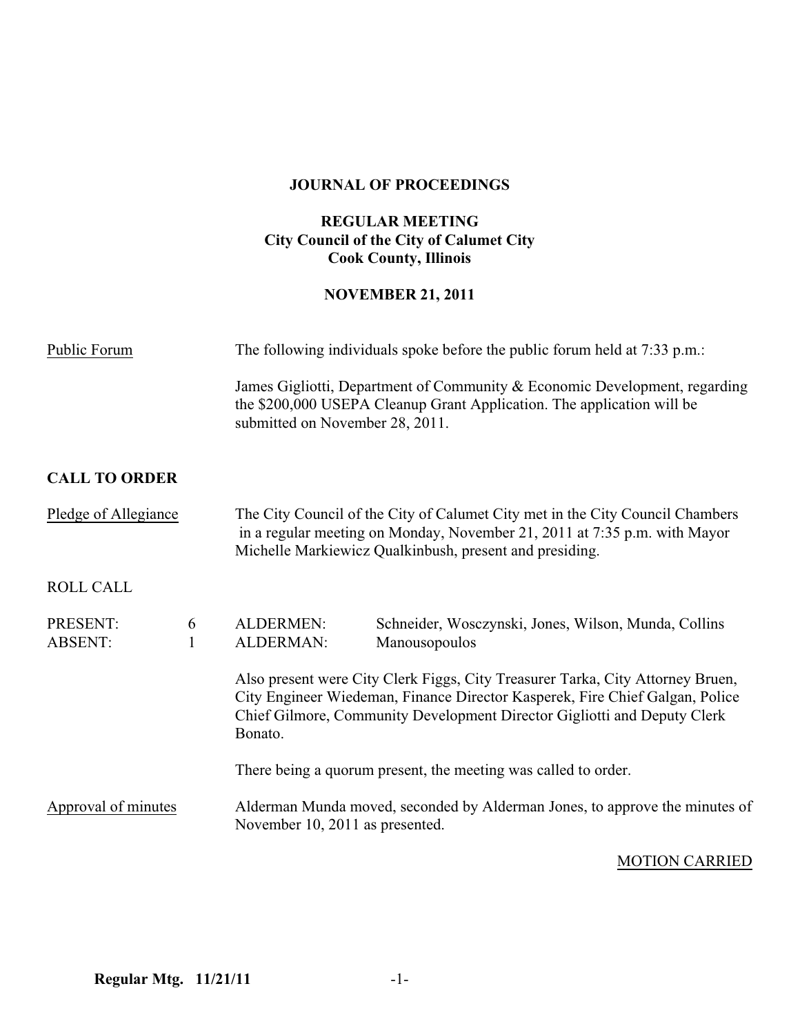# JOURNAL OF PROCEEDINGS

## REGULAR MEETING
### City Council of the City of Calumet City
### Cook County, Illinois

### NOVEMBER 21, 2011

Public Forum

The following individuals spoke before the public forum held at 7:33 p.m.:

James Gigliotti, Department of Community & Economic Development, regarding the $200,000 USEPA Cleanup Grant Application. The application will be submitted on November 28, 2011.

**CALL TO ORDER**

Pledge of Allegiance

The City Council of the City of Calumet City met in the City Council Chambers in a regular meeting on Monday, November 21, 2011 at 7:35 p.m. with Mayor Michelle Markiewicz Qualkinbush, present and presiding.

ROLL CALL

| | | | |
|---|---|---|---|
| PRESENT: | 6 | ALDERMEN: | Schneider, Wosczynski, Jones, Wilson, Munda, Collins |
| ABSENT: | 1 | ALDERMAN: | Manousopoulos |

Also present were City Clerk Figgs, City Treasurer Tarka, City Attorney Bruen, City Engineer Wiedeman, Finance Director Kasperek, Fire Chief Galgan, Police Chief Gilmore, Community Development Director Gigliotti and Deputy Clerk Bonato.

There being a quorum present, the meeting was called to order.

Approval of minutes

Alderman Munda moved, seconded by Alderman Jones, to approve the minutes of November 10, 2011 as presented.

MOTION CARRIED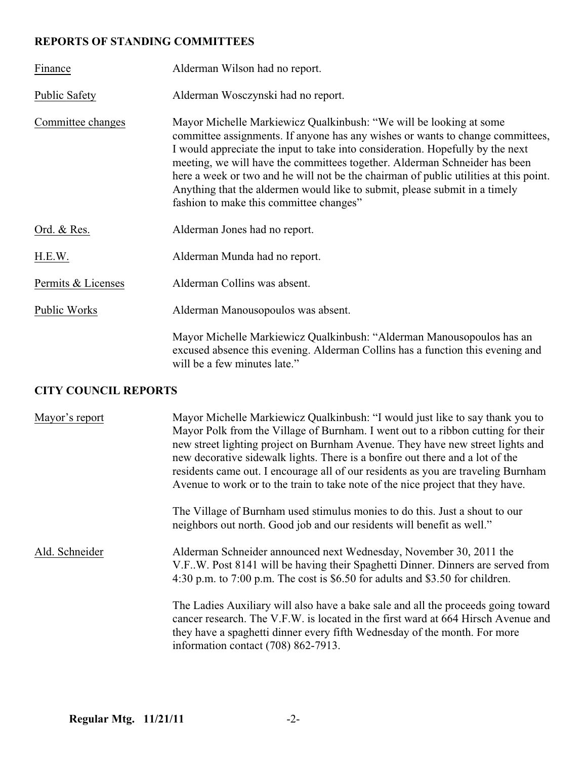## REPORTS OF STANDING COMMITTEES

Finance — Alderman Wilson had no report.

Public Safety — Alderman Wosczynski had no report.

Committee changes — Mayor Michelle Markiewicz Qualkinbush: "We will be looking at some committee assignments. If anyone has any wishes or wants to change committees, I would appreciate the input to take into consideration. Hopefully by the next meeting, we will have the committees together. Alderman Schneider has been here a week or two and he will not be the chairman of public utilities at this point. Anything that the aldermen would like to submit, please submit in a timely fashion to make this committee changes"

Ord. & Res. — Alderman Jones had no report.

H.E.W. — Alderman Munda had no report.

Permits & Licenses — Alderman Collins was absent.

Public Works — Alderman Manousopoulos was absent.

Mayor Michelle Markiewicz Qualkinbush: "Alderman Manousopoulos has an excused absence this evening. Alderman Collins has a function this evening and will be a few minutes late."

## CITY COUNCIL REPORTS

Mayor's report — Mayor Michelle Markiewicz Qualkinbush: "I would just like to say thank you to Mayor Polk from the Village of Burnham. I went out to a ribbon cutting for their new street lighting project on Burnham Avenue. They have new street lights and new decorative sidewalk lights. There is a bonfire out there and a lot of the residents came out. I encourage all of our residents as you are traveling Burnham Avenue to work or to the train to take note of the nice project that they have.

The Village of Burnham used stimulus monies to do this. Just a shout to our neighbors out north. Good job and our residents will benefit as well."

Ald. Schneider — Alderman Schneider announced next Wednesday, November 30, 2011 the V.F..W. Post 8141 will be having their Spaghetti Dinner. Dinners are served from 4:30 p.m. to 7:00 p.m. The cost is $6.50 for adults and $3.50 for children.

The Ladies Auxiliary will also have a bake sale and all the proceeds going toward cancer research. The V.F.W. is located in the first ward at 664 Hirsch Avenue and they have a spaghetti dinner every fifth Wednesday of the month. For more information contact (708) 862-7913.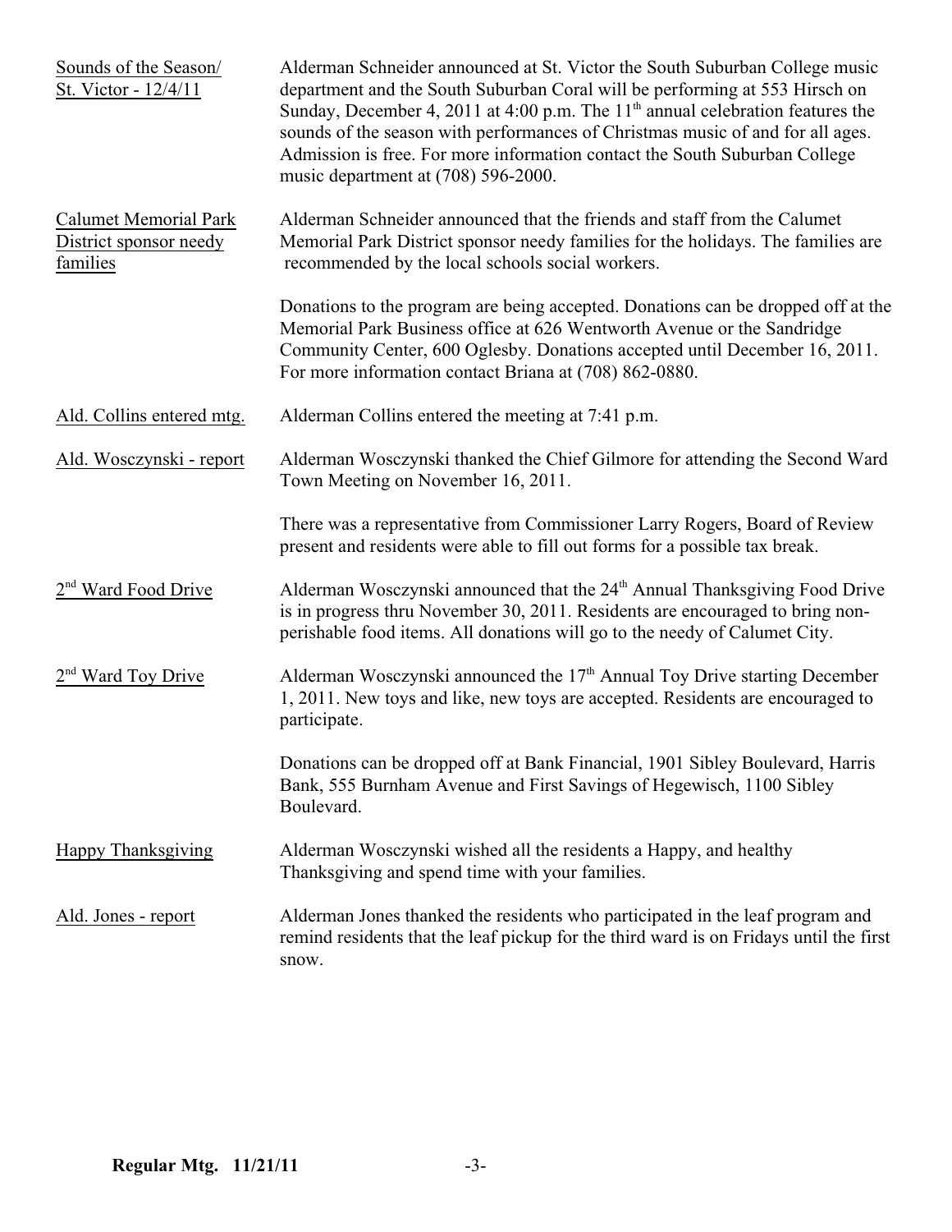Sounds of the Season/ St. Victor - 12/4/11

Alderman Schneider announced at St. Victor the South Suburban College music department and the South Suburban Coral will be performing at 553 Hirsch on Sunday, December 4, 2011 at 4:00 p.m. The 11th annual celebration features the sounds of the season with performances of Christmas music of and for all ages. Admission is free. For more information contact the South Suburban College music department at (708) 596-2000.

Calumet Memorial Park District sponsor needy families

Alderman Schneider announced that the friends and staff from the Calumet Memorial Park District sponsor needy families for the holidays. The families are recommended by the local schools social workers.

Donations to the program are being accepted. Donations can be dropped off at the Memorial Park Business office at 626 Wentworth Avenue or the Sandridge Community Center, 600 Oglesby. Donations accepted until December 16, 2011. For more information contact Briana at (708) 862-0880.

Ald. Collins entered mtg.

Alderman Collins entered the meeting at 7:41 p.m.

Ald. Wosczynski - report

Alderman Wosczynski thanked the Chief Gilmore for attending the Second Ward Town Meeting on November 16, 2011.

There was a representative from Commissioner Larry Rogers, Board of Review present and residents were able to fill out forms for a possible tax break.

2nd Ward Food Drive

Alderman Wosczynski announced that the 24th Annual Thanksgiving Food Drive is in progress thru November 30, 2011. Residents are encouraged to bring non-perishable food items. All donations will go to the needy of Calumet City.

2nd Ward Toy Drive

Alderman Wosczynski announced the 17th Annual Toy Drive starting December 1, 2011. New toys and like, new toys are accepted. Residents are encouraged to participate.

Donations can be dropped off at Bank Financial, 1901 Sibley Boulevard, Harris Bank, 555 Burnham Avenue and First Savings of Hegewisch, 1100 Sibley Boulevard.

Happy Thanksgiving

Alderman Wosczynski wished all the residents a Happy, and healthy Thanksgiving and spend time with your families.

Ald. Jones - report

Alderman Jones thanked the residents who participated in the leaf program and remind residents that the leaf pickup for the third ward is on Fridays until the first snow.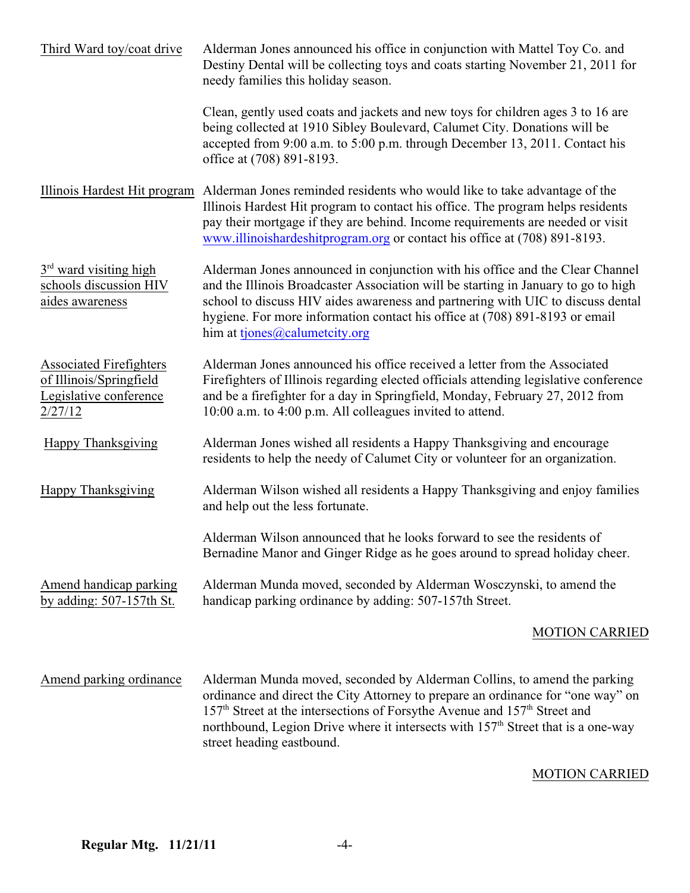Third Ward toy/coat drive

Alderman Jones announced his office in conjunction with Mattel Toy Co. and Destiny Dental will be collecting toys and coats starting November 21, 2011 for needy families this holiday season.

Clean, gently used coats and jackets and new toys for children ages 3 to 16 are being collected at 1910 Sibley Boulevard, Calumet City. Donations will be accepted from 9:00 a.m. to 5:00 p.m. through December 13, 2011. Contact his office at (708) 891-8193.

Illinois Hardest Hit program

Alderman Jones reminded residents who would like to take advantage of the Illinois Hardest Hit program to contact his office. The program helps residents pay their mortgage if they are behind. Income requirements are needed or visit www.illinoishardeshitprogram.org or contact his office at (708) 891-8193.

3rd ward visiting high schools discussion HIV aides awareness

Alderman Jones announced in conjunction with his office and the Clear Channel and the Illinois Broadcaster Association will be starting in January to go to high school to discuss HIV aides awareness and partnering with UIC to discuss dental hygiene. For more information contact his office at (708) 891-8193 or email him at tjones@calumetcity.org

Associated Firefighters of Illinois/Springfield Legislative conference 2/27/12

Alderman Jones announced his office received a letter from the Associated Firefighters of Illinois regarding elected officials attending legislative conference and be a firefighter for a day in Springfield, Monday, February 27, 2012 from 10:00 a.m. to 4:00 p.m. All colleagues invited to attend.

Happy Thanksgiving

Alderman Jones wished all residents a Happy Thanksgiving and encourage residents to help the needy of Calumet City or volunteer for an organization.

Happy Thanksgiving

Alderman Wilson wished all residents a Happy Thanksgiving and enjoy families and help out the less fortunate.

Alderman Wilson announced that he looks forward to see the residents of Bernadine Manor and Ginger Ridge as he goes around to spread holiday cheer.

Amend handicap parking by adding: 507-157th St.

Alderman Munda moved, seconded by Alderman Wosczynski, to amend the handicap parking ordinance by adding: 507-157th Street.

MOTION CARRIED

Amend parking ordinance

Alderman Munda moved, seconded by Alderman Collins, to amend the parking ordinance and direct the City Attorney to prepare an ordinance for "one way" on 157th Street at the intersections of Forsythe Avenue and 157th Street and northbound, Legion Drive where it intersects with 157th Street that is a one-way street heading eastbound.

MOTION CARRIED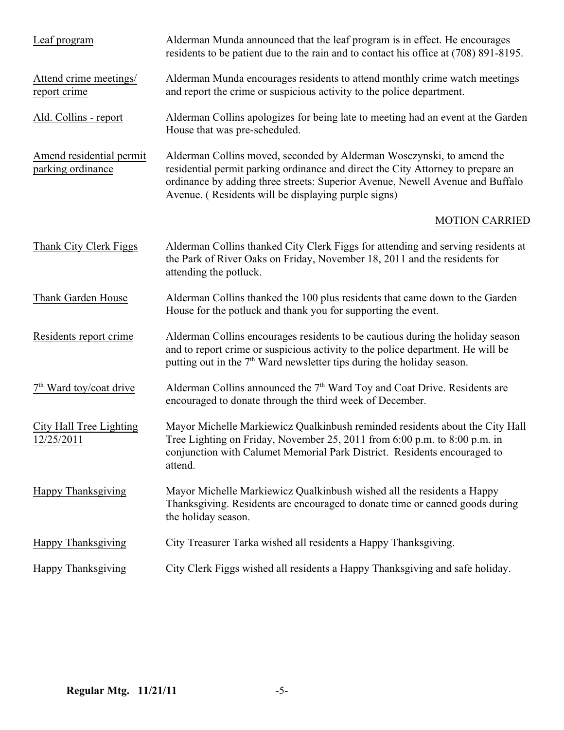Leaf program — Alderman Munda announced that the leaf program is in effect. He encourages residents to be patient due to the rain and to contact his office at (708) 891-8195.

Attend crime meetings/ report crime — Alderman Munda encourages residents to attend monthly crime watch meetings and report the crime or suspicious activity to the police department.

Ald. Collins - report — Alderman Collins apologizes for being late to meeting had an event at the Garden House that was pre-scheduled.

Amend residential permit parking ordinance — Alderman Collins moved, seconded by Alderman Wosczynski, to amend the residential permit parking ordinance and direct the City Attorney to prepare an ordinance by adding three streets: Superior Avenue, Newell Avenue and Buffalo Avenue. ( Residents will be displaying purple signs)

MOTION CARRIED

Thank City Clerk Figgs — Alderman Collins thanked City Clerk Figgs for attending and serving residents at the Park of River Oaks on Friday, November 18, 2011 and the residents for attending the potluck.

Thank Garden House — Alderman Collins thanked the 100 plus residents that came down to the Garden House for the potluck and thank you for supporting the event.

Residents report crime — Alderman Collins encourages residents to be cautious during the holiday season and to report crime or suspicious activity to the police department. He will be putting out in the 7th Ward newsletter tips during the holiday season.

7th Ward toy/coat drive — Alderman Collins announced the 7th Ward Toy and Coat Drive. Residents are encouraged to donate through the third week of December.

City Hall Tree Lighting 12/25/2011 — Mayor Michelle Markiewicz Qualkinbush reminded residents about the City Hall Tree Lighting on Friday, November 25, 2011 from 6:00 p.m. to 8:00 p.m. in conjunction with Calumet Memorial Park District. Residents encouraged to attend.

Happy Thanksgiving — Mayor Michelle Markiewicz Qualkinbush wished all the residents a Happy Thanksgiving. Residents are encouraged to donate time or canned goods during the holiday season.

Happy Thanksgiving — City Treasurer Tarka wished all residents a Happy Thanksgiving.

Happy Thanksgiving — City Clerk Figgs wished all residents a Happy Thanksgiving and safe holiday.

**Regular Mtg. 11/21/11**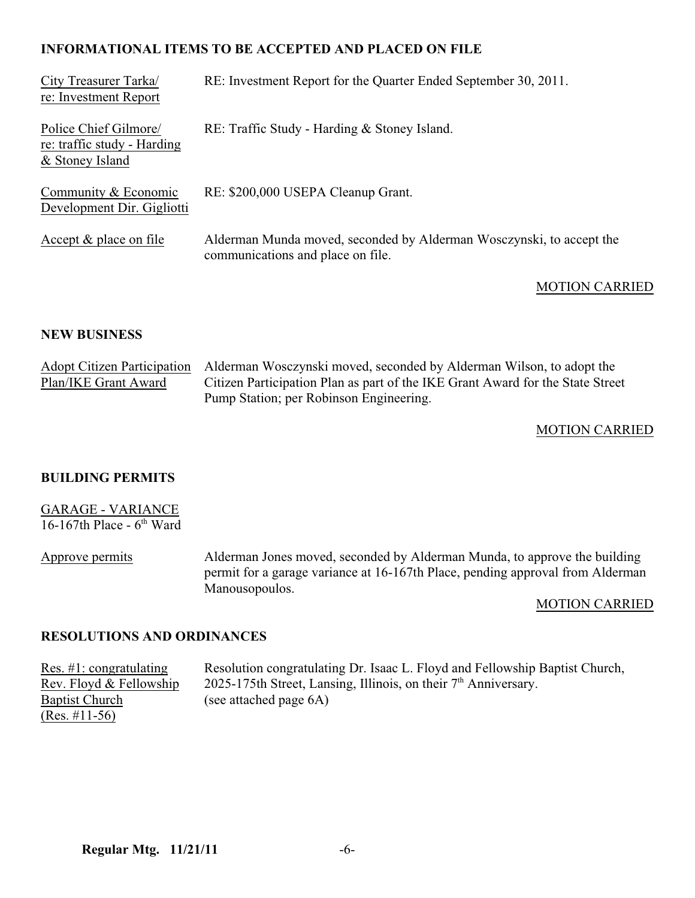**INFORMATIONAL ITEMS TO BE ACCEPTED AND PLACED ON FILE**

City Treasurer Tarka/ re: Investment Report — RE: Investment Report for the Quarter Ended September 30, 2011.

Police Chief Gilmore/ re: traffic study - Harding & Stoney Island — RE: Traffic Study - Harding & Stoney Island.

Community & Economic Development Dir. Gigliotti — RE: $200,000 USEPA Cleanup Grant.

Accept & place on file — Alderman Munda moved, seconded by Alderman Wosczynski, to accept the communications and place on file.

MOTION CARRIED

**NEW BUSINESS**

Adopt Citizen Participation Plan/IKE Grant Award — Alderman Wosczynski moved, seconded by Alderman Wilson, to adopt the Citizen Participation Plan as part of the IKE Grant Award for the State Street Pump Station; per Robinson Engineering.

MOTION CARRIED

**BUILDING PERMITS**

GARAGE - VARIANCE
16-167th Place - 6th Ward

Approve permits — Alderman Jones moved, seconded by Alderman Munda, to approve the building permit for a garage variance at 16-167th Place, pending approval from Alderman Manousopoulos.

MOTION CARRIED

**RESOLUTIONS AND ORDINANCES**

Res. #1: congratulating Rev. Floyd & Fellowship Baptist Church (Res. #11-56) — Resolution congratulating Dr. Isaac L. Floyd and Fellowship Baptist Church, 2025-175th Street, Lansing, Illinois, on their 7th Anniversary. (see attached page 6A)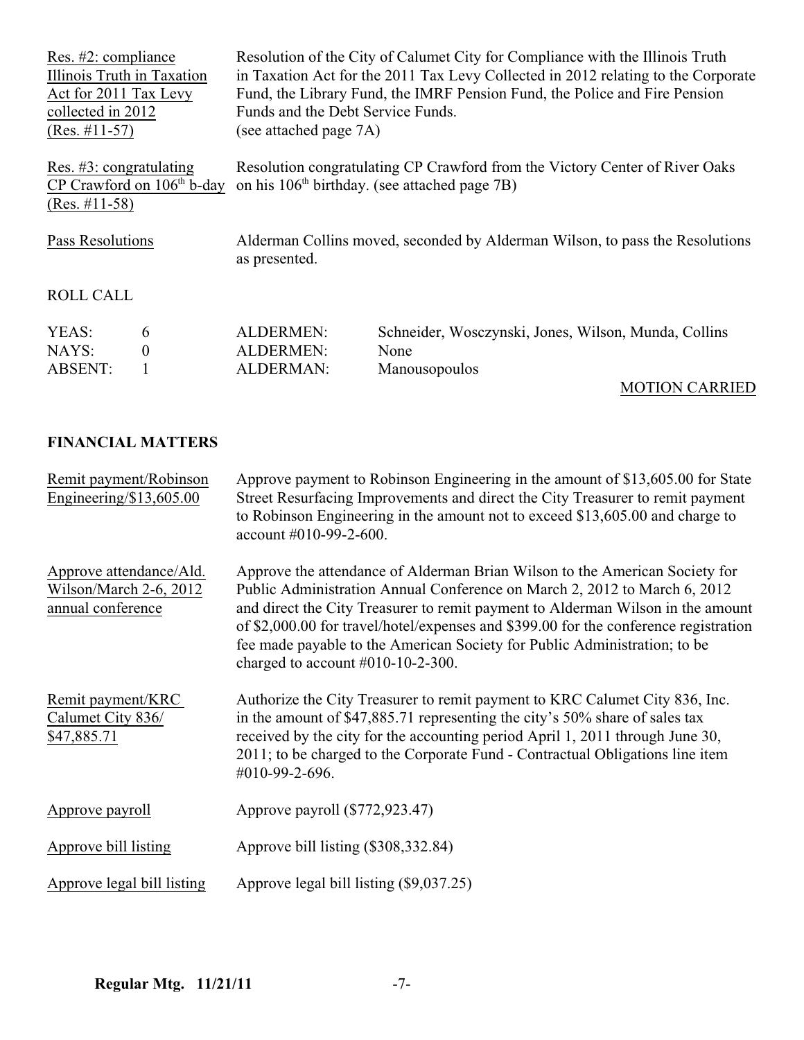Res. #2: compliance Illinois Truth in Taxation Act for 2011 Tax Levy collected in 2012 (Res. #11-57)

Resolution of the City of Calumet City for Compliance with the Illinois Truth in Taxation Act for the 2011 Tax Levy Collected in 2012 relating to the Corporate Fund, the Library Fund, the IMRF Pension Fund, the Police and Fire Pension Funds and the Debt Service Funds. (see attached page 7A)

Res. #3: congratulating CP Crawford on 106th b-day (Res. #11-58)

Resolution congratulating CP Crawford from the Victory Center of River Oaks on his 106th birthday. (see attached page 7B)

Pass Resolutions

Alderman Collins moved, seconded by Alderman Wilson, to pass the Resolutions as presented.

ROLL CALL

| | | | |
|---|---|---|---|
| YEAS: | 6 | ALDERMEN: | Schneider, Wosczynski, Jones, Wilson, Munda, Collins |
| NAYS: | 0 | ALDERMEN: | None |
| ABSENT: | 1 | ALDERMAN: | Manousopoulos |

MOTION CARRIED

**FINANCIAL MATTERS**

Remit payment/Robinson Engineering/$13,605.00

Approve payment to Robinson Engineering in the amount of $13,605.00 for State Street Resurfacing Improvements and direct the City Treasurer to remit payment to Robinson Engineering in the amount not to exceed $13,605.00 and charge to account #010-99-2-600.

Approve attendance/Ald. Wilson/March 2-6, 2012 annual conference

Approve the attendance of Alderman Brian Wilson to the American Society for Public Administration Annual Conference on March 2, 2012 to March 6, 2012 and direct the City Treasurer to remit payment to Alderman Wilson in the amount of $2,000.00 for travel/hotel/expenses and $399.00 for the conference registration fee made payable to the American Society for Public Administration; to be charged to account #010-10-2-300.

Remit payment/KRC Calumet City 836/ $47,885.71

Authorize the City Treasurer to remit payment to KRC Calumet City 836, Inc. in the amount of $47,885.71 representing the city's 50% share of sales tax received by the city for the accounting period April 1, 2011 through June 30, 2011; to be charged to the Corporate Fund - Contractual Obligations line item #010-99-2-696.

Approve payroll

Approve payroll ($772,923.47)

Approve bill listing

Approve bill listing ($308,332.84)

Approve legal bill listing

Approve legal bill listing ($9,037.25)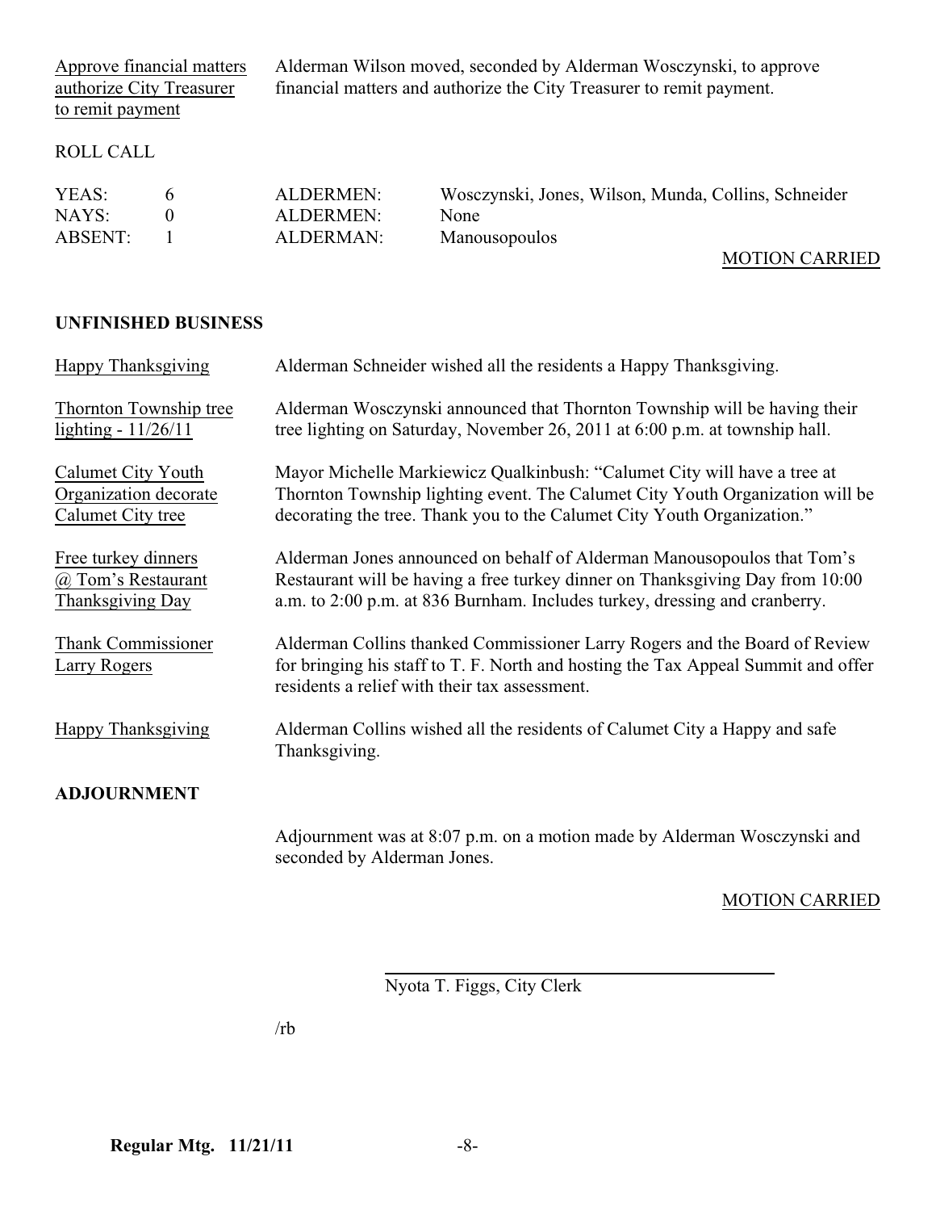Approve financial matters authorize City Treasurer to remit payment

Alderman Wilson moved, seconded by Alderman Wosczynski, to approve financial matters and authorize the City Treasurer to remit payment.

ROLL CALL

| | | | |
|---|---|---|---|
| YEAS: | 6 | ALDERMEN: | Wosczynski, Jones, Wilson, Munda, Collins, Schneider |
| NAYS: | 0 | ALDERMEN: | None |
| ABSENT: | 1 | ALDERMAN: | Manousopoulos |

MOTION CARRIED

**UNFINISHED BUSINESS**

Happy Thanksgiving

Alderman Schneider wished all the residents a Happy Thanksgiving.

Thornton Township tree lighting - 11/26/11

Alderman Wosczynski announced that Thornton Township will be having their tree lighting on Saturday, November 26, 2011 at 6:00 p.m. at township hall.

Calumet City Youth Organization decorate Calumet City tree

Mayor Michelle Markiewicz Qualkinbush: "Calumet City will have a tree at Thornton Township lighting event. The Calumet City Youth Organization will be decorating the tree. Thank you to the Calumet City Youth Organization."

Free turkey dinners @ Tom's Restaurant Thanksgiving Day

Alderman Jones announced on behalf of Alderman Manousopoulos that Tom's Restaurant will be having a free turkey dinner on Thanksgiving Day from 10:00 a.m. to 2:00 p.m. at 836 Burnham. Includes turkey, dressing and cranberry.

Thank Commissioner Larry Rogers

Alderman Collins thanked Commissioner Larry Rogers and the Board of Review for bringing his staff to T. F. North and hosting the Tax Appeal Summit and offer residents a relief with their tax assessment.

Happy Thanksgiving

Alderman Collins wished all the residents of Calumet City a Happy and safe Thanksgiving.

**ADJOURNMENT**

Adjournment was at 8:07 p.m. on a motion made by Alderman Wosczynski and seconded by Alderman Jones.

MOTION CARRIED

Nyota T. Figgs, City Clerk

/rb

**Regular Mtg. 11/21/11**